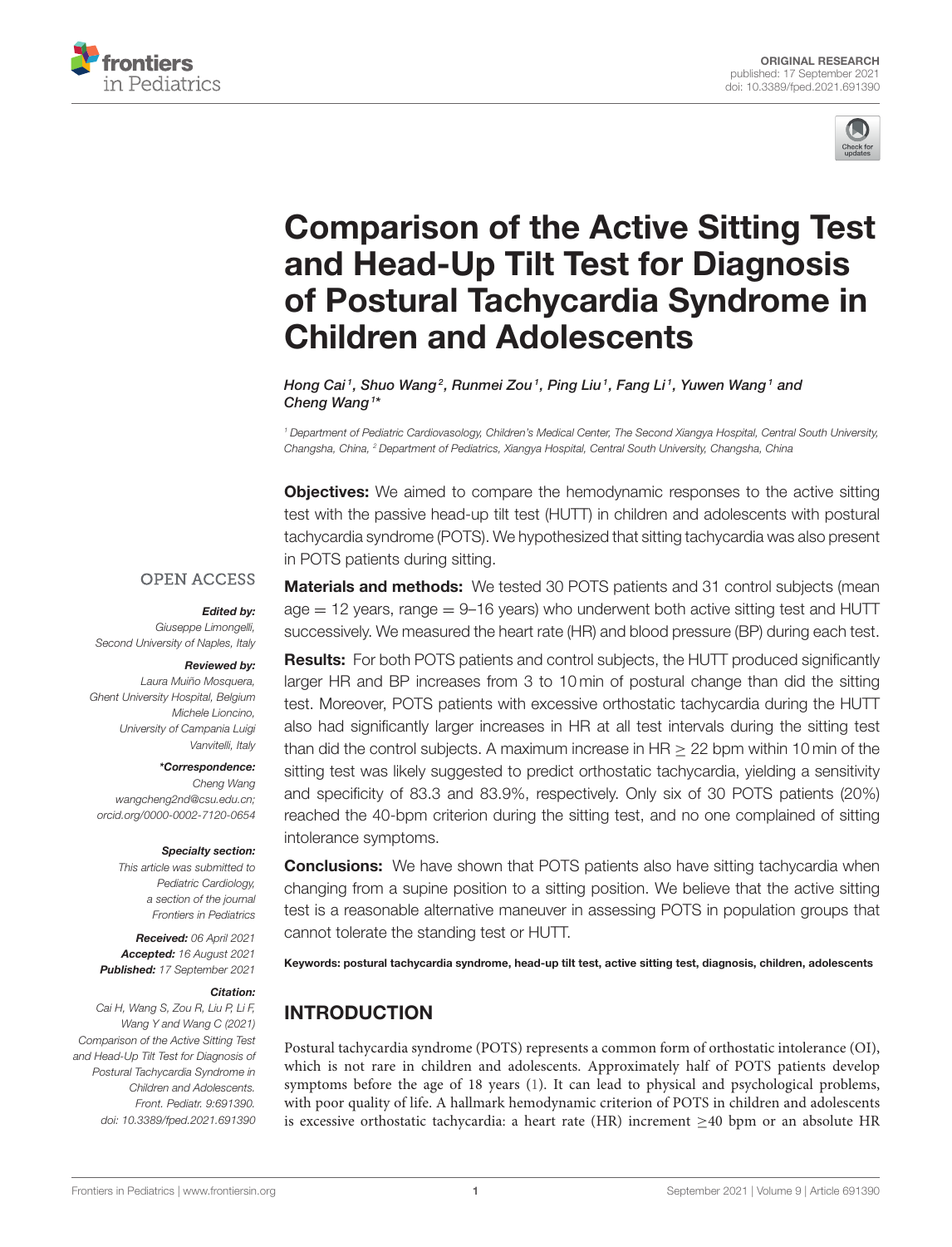ORIGINAL RESEARCH
published: 17 September 2021
doi: 10.3389/fped.2021.691390

# Comparison of the Active Sitting Test and Head-Up Tilt Test for Diagnosis of Postural Tachycardia Syndrome in Children and Adolescents

*Hong Cai[1], Shuo Wang[2], Runmei Zou[1], Ping Liu[1], Fang Li[1], Yuwen Wang[1] and Cheng Wang[1]**

[1] Department of Pediatric Cardiovasology, Children's Medical Center, The Second Xiangya Hospital, Central South University, Changsha, China, [2] Department of Pediatrics, Xiangya Hospital, Central South University, Changsha, China

OPEN ACCESS

***Edited by:***
Giuseppe Limongelli,
Second University of Naples, Italy

***Reviewed by:***
Laura Muiño Mosquera,
Ghent University Hospital, Belgium
Michele Lioncino,
University of Campania Luigi Vanvitelli, Italy

***\*Correspondence:***
Cheng Wang
wangcheng2nd@csu.edu.cn;
orcid.org/0000-0002-7120-0654

***Specialty section:***
This article was submitted to Pediatric Cardiology, a section of the journal Frontiers in Pediatrics

***Received:*** 06 April 2021
***Accepted:*** 16 August 2021
***Published:*** 17 September 2021

***Citation:***
Cai H, Wang S, Zou R, Liu P, Li F, Wang Y and Wang C (2021) Comparison of the Active Sitting Test and Head-Up Tilt Test for Diagnosis of Postural Tachycardia Syndrome in Children and Adolescents. Front. Pediatr. 9:691390. doi: 10.3389/fped.2021.691390

**Objectives:** We aimed to compare the hemodynamic responses to the active sitting test with the passive head-up tilt test (HUTT) in children and adolescents with postural tachycardia syndrome (POTS). We hypothesized that sitting tachycardia was also present in POTS patients during sitting.

**Materials and methods:** We tested 30 POTS patients and 31 control subjects (mean age = 12 years, range = 9–16 years) who underwent both active sitting test and HUTT successively. We measured the heart rate (HR) and blood pressure (BP) during each test.

**Results:** For both POTS patients and control subjects, the HUTT produced significantly larger HR and BP increases from 3 to 10 min of postural change than did the sitting test. Moreover, POTS patients with excessive orthostatic tachycardia during the HUTT also had significantly larger increases in HR at all test intervals during the sitting test than did the control subjects. A maximum increase in HR $\geq$ 22 bpm within 10 min of the sitting test was likely suggested to predict orthostatic tachycardia, yielding a sensitivity and specificity of 83.3 and 83.9%, respectively. Only six of 30 POTS patients (20%) reached the 40-bpm criterion during the sitting test, and no one complained of sitting intolerance symptoms.

**Conclusions:** We have shown that POTS patients also have sitting tachycardia when changing from a supine position to a sitting position. We believe that the active sitting test is a reasonable alternative maneuver in assessing POTS in population groups that cannot tolerate the standing test or HUTT.

**Keywords: postural tachycardia syndrome, head-up tilt test, active sitting test, diagnosis, children, adolescents**

## INTRODUCTION

Postural tachycardia syndrome (POTS) represents a common form of orthostatic intolerance (OI), which is not rare in children and adolescents. Approximately half of POTS patients develop symptoms before the age of 18 years (1). It can lead to physical and psychological problems, with poor quality of life. A hallmark hemodynamic criterion of POTS in children and adolescents is excessive orthostatic tachycardia: a heart rate (HR) increment $\geq$40 bpm or an absolute HR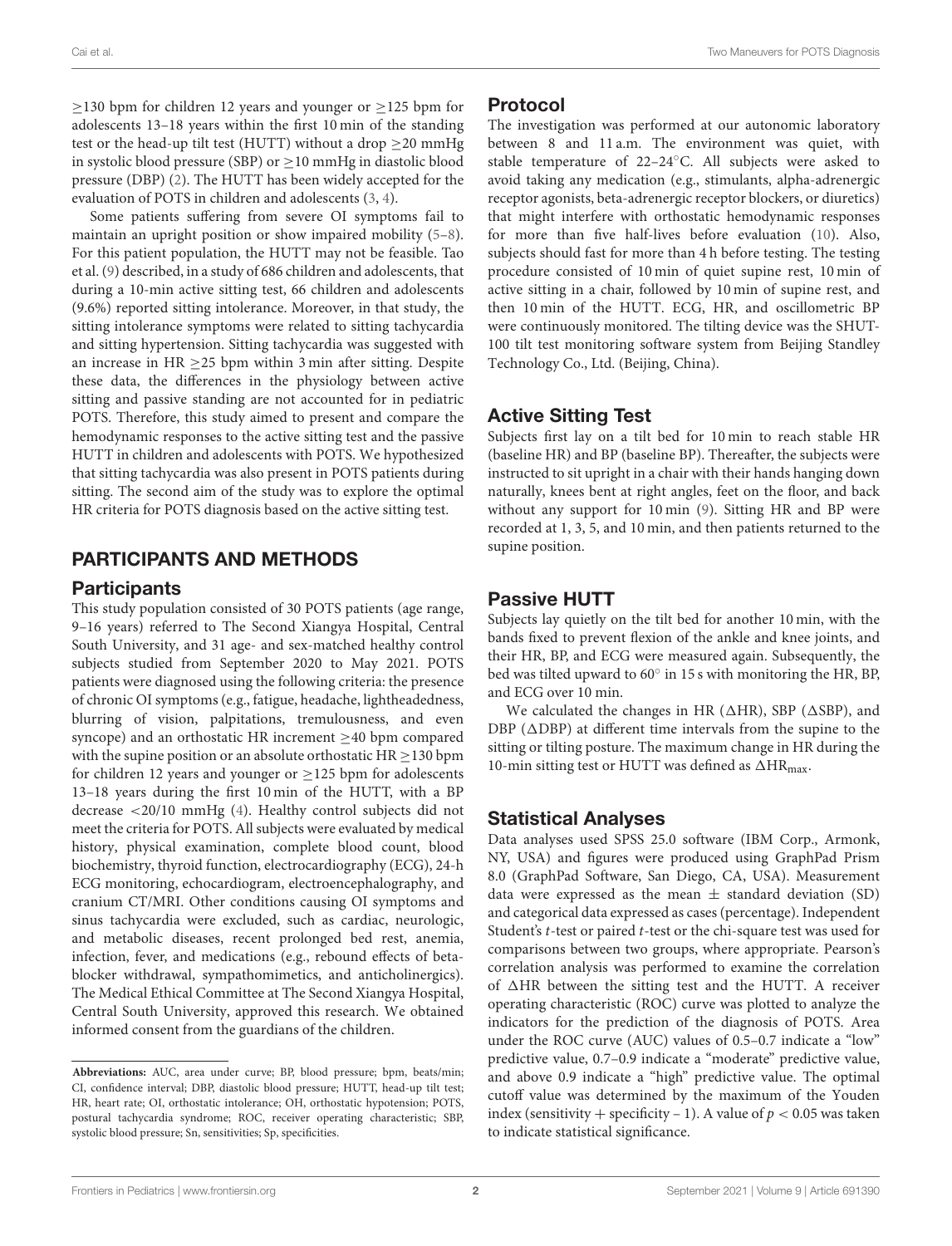≥130 bpm for children 12 years and younger or ≥125 bpm for adolescents 13–18 years within the first 10 min of the standing test or the head-up tilt test (HUTT) without a drop ≥20 mmHg in systolic blood pressure (SBP) or ≥10 mmHg in diastolic blood pressure (DBP) (2). The HUTT has been widely accepted for the evaluation of POTS in children and adolescents (3, 4).

Some patients suffering from severe OI symptoms fail to maintain an upright position or show impaired mobility (5–8). For this patient population, the HUTT may not be feasible. Tao et al. (9) described, in a study of 686 children and adolescents, that during a 10-min active sitting test, 66 children and adolescents (9.6%) reported sitting intolerance. Moreover, in that study, the sitting intolerance symptoms were related to sitting tachycardia and sitting hypertension. Sitting tachycardia was suggested with an increase in HR ≥25 bpm within 3 min after sitting. Despite these data, the differences in the physiology between active sitting and passive standing are not accounted for in pediatric POTS. Therefore, this study aimed to present and compare the hemodynamic responses to the active sitting test and the passive HUTT in children and adolescents with POTS. We hypothesized that sitting tachycardia was also present in POTS patients during sitting. The second aim of the study was to explore the optimal HR criteria for POTS diagnosis based on the active sitting test.

## PARTICIPANTS AND METHODS

### Participants

This study population consisted of 30 POTS patients (age range, 9–16 years) referred to The Second Xiangya Hospital, Central South University, and 31 age- and sex-matched healthy control subjects studied from September 2020 to May 2021. POTS patients were diagnosed using the following criteria: the presence of chronic OI symptoms (e.g., fatigue, headache, lightheadedness, blurring of vision, palpitations, tremulousness, and even syncope) and an orthostatic HR increment ≥40 bpm compared with the supine position or an absolute orthostatic HR ≥130 bpm for children 12 years and younger or ≥125 bpm for adolescents 13–18 years during the first 10 min of the HUTT, with a BP decrease <20/10 mmHg (4). Healthy control subjects did not meet the criteria for POTS. All subjects were evaluated by medical history, physical examination, complete blood count, blood biochemistry, thyroid function, electrocardiography (ECG), 24-h ECG monitoring, echocardiogram, electroencephalography, and cranium CT/MRI. Other conditions causing OI symptoms and sinus tachycardia were excluded, such as cardiac, neurologic, and metabolic diseases, recent prolonged bed rest, anemia, infection, fever, and medications (e.g., rebound effects of beta-blocker withdrawal, sympathomimetics, and anticholinergics). The Medical Ethical Committee at The Second Xiangya Hospital, Central South University, approved this research. We obtained informed consent from the guardians of the children.

### Protocol

The investigation was performed at our autonomic laboratory between 8 and 11 a.m. The environment was quiet, with stable temperature of 22–24°C. All subjects were asked to avoid taking any medication (e.g., stimulants, alpha-adrenergic receptor agonists, beta-adrenergic receptor blockers, or diuretics) that might interfere with orthostatic hemodynamic responses for more than five half-lives before evaluation (10). Also, subjects should fast for more than 4 h before testing. The testing procedure consisted of 10 min of quiet supine rest, 10 min of active sitting in a chair, followed by 10 min of supine rest, and then 10 min of the HUTT. ECG, HR, and oscillometric BP were continuously monitored. The tilting device was the SHUT-100 tilt test monitoring software system from Beijing Standley Technology Co., Ltd. (Beijing, China).

### Active Sitting Test

Subjects first lay on a tilt bed for 10 min to reach stable HR (baseline HR) and BP (baseline BP). Thereafter, the subjects were instructed to sit upright in a chair with their hands hanging down naturally, knees bent at right angles, feet on the floor, and back without any support for 10 min (9). Sitting HR and BP were recorded at 1, 3, 5, and 10 min, and then patients returned to the supine position.

### Passive HUTT

Subjects lay quietly on the tilt bed for another 10 min, with the bands fixed to prevent flexion of the ankle and knee joints, and their HR, BP, and ECG were measured again. Subsequently, the bed was tilted upward to 60° in 15 s with monitoring the HR, BP, and ECG over 10 min.

We calculated the changes in HR (ΔHR), SBP (ΔSBP), and DBP (ΔDBP) at different time intervals from the supine to the sitting or tilting posture. The maximum change in HR during the 10-min sitting test or HUTT was defined as $\Delta HR_{max}$.

### Statistical Analyses

Data analyses used SPSS 25.0 software (IBM Corp., Armonk, NY, USA) and figures were produced using GraphPad Prism 8.0 (GraphPad Software, San Diego, CA, USA). Measurement data were expressed as the mean ± standard deviation (SD) and categorical data expressed as cases (percentage). Independent Student's *t*-test or paired *t*-test or the chi-square test was used for comparisons between two groups, where appropriate. Pearson's correlation analysis was performed to examine the correlation of ΔHR between the sitting test and the HUTT. A receiver operating characteristic (ROC) curve was plotted to analyze the indicators for the prediction of the diagnosis of POTS. Area under the ROC curve (AUC) values of 0.5–0.7 indicate a "low" predictive value, 0.7–0.9 indicate a "moderate" predictive value, and above 0.9 indicate a "high" predictive value. The optimal cutoff value was determined by the maximum of the Youden index (sensitivity + specificity – 1). A value of $p < 0.05$ was taken to indicate statistical significance.

---

**Abbreviations:** AUC, area under curve; BP, blood pressure; bpm, beats/min; CI, confidence interval; DBP, diastolic blood pressure; HUTT, head-up tilt test; HR, heart rate; OI, orthostatic intolerance; OH, orthostatic hypotension; POTS, postural tachycardia syndrome; ROC, receiver operating characteristic; SBP, systolic blood pressure; Sn, sensitivities; Sp, specificities.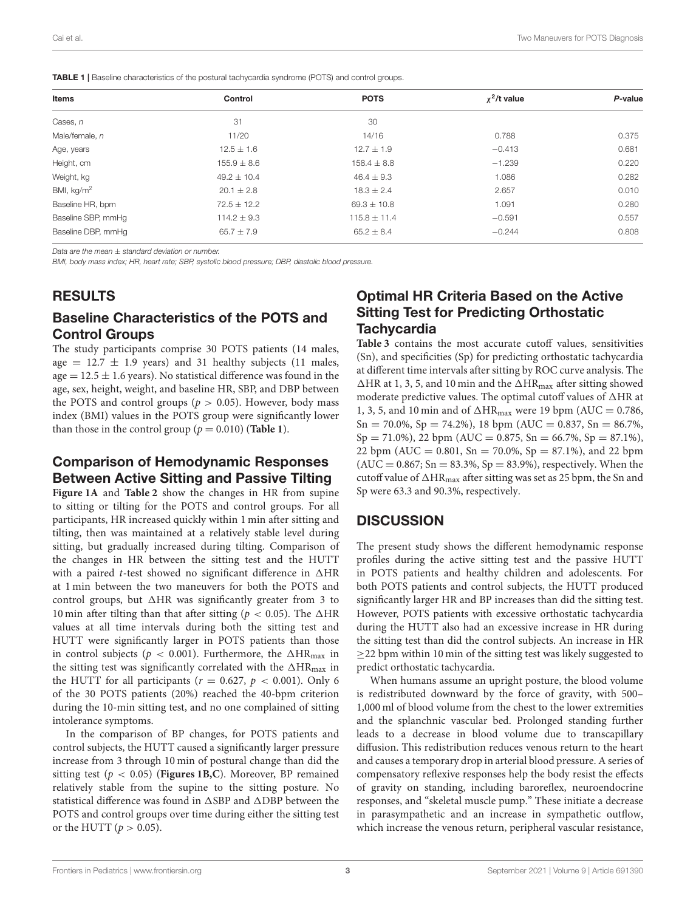**TABLE 1** | Baseline characteristics of the postural tachycardia syndrome (POTS) and control groups.

| Items | Control | POTS | $\chi^2$/t value | P-value |
|---|---|---|---|---|
| Cases, n | 31 | 30 | | |
| Male/female, n | 11/20 | 14/16 | 0.788 | 0.375 |
| Age, years | 12.5 ± 1.6 | 12.7 ± 1.9 | −0.413 | 0.681 |
| Height, cm | 155.9 ± 8.6 | 158.4 ± 8.8 | −1.239 | 0.220 |
| Weight, kg | 49.2 ± 10.4 | 46.4 ± 9.3 | 1.086 | 0.282 |
| BMI, kg/m$^2$ | 20.1 ± 2.8 | 18.3 ± 2.4 | 2.657 | 0.010 |
| Baseline HR, bpm | 72.5 ± 12.2 | 69.3 ± 10.8 | 1.091 | 0.280 |
| Baseline SBP, mmHg | 114.2 ± 9.3 | 115.8 ± 11.4 | −0.591 | 0.557 |
| Baseline DBP, mmHg | 65.7 ± 7.9 | 65.2 ± 8.4 | −0.244 | 0.808 |

*Data are the mean ± standard deviation or number.*
*BMI, body mass index; HR, heart rate; SBP, systolic blood pressure; DBP, diastolic blood pressure.*

## RESULTS

### Baseline Characteristics of the POTS and Control Groups

The study participants comprise 30 POTS patients (14 males, age = 12.7 ± 1.9 years) and 31 healthy subjects (11 males, age = 12.5 ± 1.6 years). No statistical difference was found in the age, sex, height, weight, and baseline HR, SBP, and DBP between the POTS and control groups ($p > 0.05$). However, body mass index (BMI) values in the POTS group were significantly lower than those in the control group ($p = 0.010$) (**Table 1**).

### Comparison of Hemodynamic Responses Between Active Sitting and Passive Tilting

**Figure 1A** and **Table 2** show the changes in HR from supine to sitting or tilting for the POTS and control groups. For all participants, HR increased quickly within 1 min after sitting and tilting, then was maintained at a relatively stable level during sitting, but gradually increased during tilting. Comparison of the changes in HR between the sitting test and the HUTT with a paired *t*-test showed no significant difference in ΔHR at 1 min between the two maneuvers for both the POTS and control groups, but ΔHR was significantly greater from 3 to 10 min after tilting than that after sitting ($p < 0.05$). The ΔHR values at all time intervals during both the sitting test and HUTT were significantly larger in POTS patients than those in control subjects ($p < 0.001$). Furthermore, the $\Delta HR_{max}$ in the sitting test was significantly correlated with the $\Delta HR_{max}$ in the HUTT for all participants ($r = 0.627$, $p < 0.001$). Only 6 of the 30 POTS patients (20%) reached the 40-bpm criterion during the 10-min sitting test, and no one complained of sitting intolerance symptoms.

In the comparison of BP changes, for POTS patients and control subjects, the HUTT caused a significantly larger pressure increase from 3 through 10 min of postural change than did the sitting test ($p < 0.05$) (**Figures 1B,C**). Moreover, BP remained relatively stable from the supine to the sitting posture. No statistical difference was found in ΔSBP and ΔDBP between the POTS and control groups over time during either the sitting test or the HUTT ($p > 0.05$).

### Optimal HR Criteria Based on the Active Sitting Test for Predicting Orthostatic Tachycardia

**Table 3** contains the most accurate cutoff values, sensitivities (Sn), and specificities (Sp) for predicting orthostatic tachycardia at different time intervals after sitting by ROC curve analysis. The ΔHR at 1, 3, 5, and 10 min and the $\Delta HR_{max}$ after sitting showed moderate predictive values. The optimal cutoff values of ΔHR at 1, 3, 5, and 10 min and of $\Delta HR_{max}$ were 19 bpm (AUC = 0.786, Sn = 70.0%, Sp = 74.2%), 18 bpm (AUC = 0.837, Sn = 86.7%, Sp = 71.0%), 22 bpm (AUC = 0.875, Sn = 66.7%, Sp = 87.1%), 22 bpm (AUC = 0.801, Sn = 70.0%, Sp = 87.1%), and 22 bpm (AUC = 0.867; Sn = 83.3%, Sp = 83.9%), respectively. When the cutoff value of $\Delta HR_{max}$ after sitting was set as 25 bpm, the Sn and Sp were 63.3 and 90.3%, respectively.

## DISCUSSION

The present study shows the different hemodynamic response profiles during the active sitting test and the passive HUTT in POTS patients and healthy children and adolescents. For both POTS patients and control subjects, the HUTT produced significantly larger HR and BP increases than did the sitting test. However, POTS patients with excessive orthostatic tachycardia during the HUTT also had an excessive increase in HR during the sitting test than did the control subjects. An increase in HR ≥22 bpm within 10 min of the sitting test was likely suggested to predict orthostatic tachycardia.

When humans assume an upright posture, the blood volume is redistributed downward by the force of gravity, with 500–1,000 ml of blood volume from the chest to the lower extremities and the splanchnic vascular bed. Prolonged standing further leads to a decrease in blood volume due to transcapillary diffusion. This redistribution reduces venous return to the heart and causes a temporary drop in arterial blood pressure. A series of compensatory reflexive responses help the body resist the effects of gravity on standing, including baroreflex, neuroendocrine responses, and "skeletal muscle pump." These initiate a decrease in parasympathetic and an increase in sympathetic outflow, which increase the venous return, peripheral vascular resistance,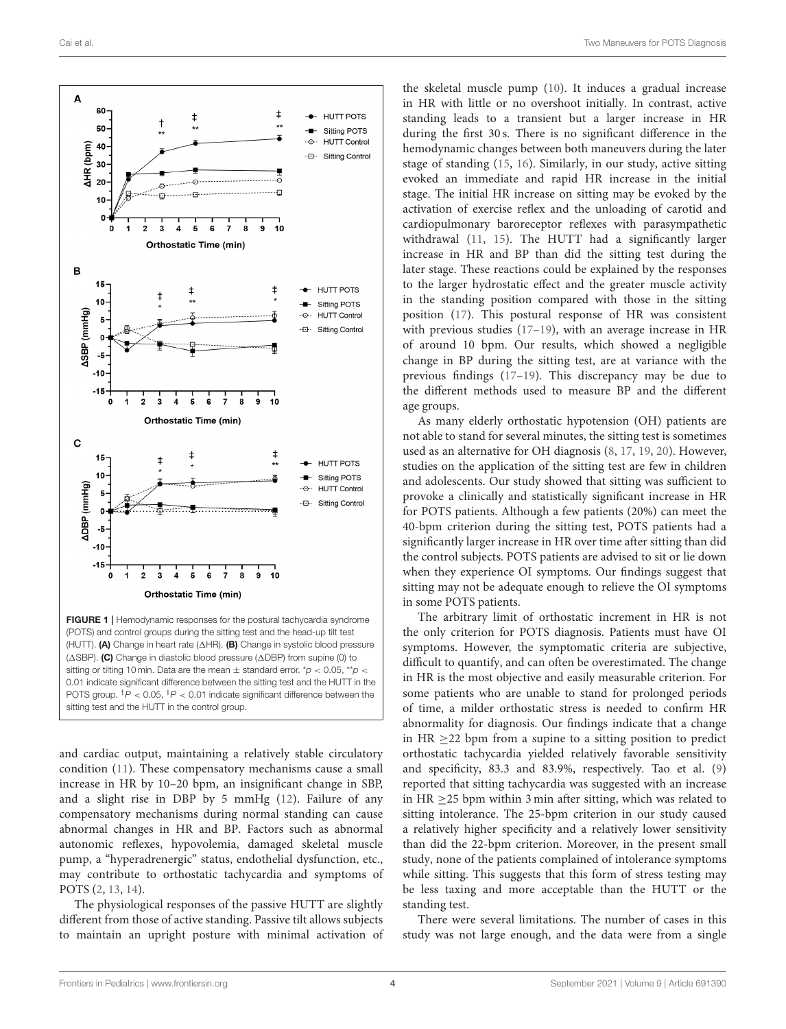**FIGURE 1** | Hemodynamic responses for the postural tachycardia syndrome (POTS) and control groups during the sitting test and the head-up tilt test (HUTT). **(A)** Change in heart rate (ΔHR). **(B)** Change in systolic blood pressure (ΔSBP). **(C)** Change in diastolic blood pressure (ΔDBP) from supine (0) to sitting or tilting 10 min. Data are the mean ± standard error. $^{*}p < 0.05$, $^{**}p < 0.01$ indicate significant difference between the sitting test and the HUTT in the POTS group. $^{\dagger}P < 0.05$, $^{\ddagger}P < 0.01$ indicate significant difference between the sitting test and the HUTT in the control group.

and cardiac output, maintaining a relatively stable circulatory condition (11). These compensatory mechanisms cause a small increase in HR by 10–20 bpm, an insignificant change in SBP, and a slight rise in DBP by 5 mmHg (12). Failure of any compensatory mechanisms during normal standing can cause abnormal changes in HR and BP. Factors such as abnormal autonomic reflexes, hypovolemia, damaged skeletal muscle pump, a "hyperadrenergic" status, endothelial dysfunction, etc., may contribute to orthostatic tachycardia and symptoms of POTS (2, 13, 14).

The physiological responses of the passive HUTT are slightly different from those of active standing. Passive tilt allows subjects to maintain an upright posture with minimal activation of the skeletal muscle pump (10). It induces a gradual increase in HR with little or no overshoot initially. In contrast, active standing leads to a transient but a larger increase in HR during the first 30 s. There is no significant difference in the hemodynamic changes between both maneuvers during the later stage of standing (15, 16). Similarly, in our study, active sitting evoked an immediate and rapid HR increase in the initial stage. The initial HR increase on sitting may be evoked by the activation of exercise reflex and the unloading of carotid and cardiopulmonary baroreceptor reflexes with parasympathetic withdrawal (11, 15). The HUTT had a significantly larger increase in HR and BP than did the sitting test during the later stage. These reactions could be explained by the responses to the larger hydrostatic effect and the greater muscle activity in the standing position compared with those in the sitting position (17). This postural response of HR was consistent with previous studies (17–19), with an average increase in HR of around 10 bpm. Our results, which showed a negligible change in BP during the sitting test, are at variance with the previous findings (17–19). This discrepancy may be due to the different methods used to measure BP and the different age groups.

As many elderly orthostatic hypotension (OH) patients are not able to stand for several minutes, the sitting test is sometimes used as an alternative for OH diagnosis (8, 17, 19, 20). However, studies on the application of the sitting test are few in children and adolescents. Our study showed that sitting was sufficient to provoke a clinically and statistically significant increase in HR for POTS patients. Although a few patients (20%) can meet the 40-bpm criterion during the sitting test, POTS patients had a significantly larger increase in HR over time after sitting than did the control subjects. POTS patients are advised to sit or lie down when they experience OI symptoms. Our findings suggest that sitting may not be adequate enough to relieve the OI symptoms in some POTS patients.

The arbitrary limit of orthostatic increment in HR is not the only criterion for POTS diagnosis. Patients must have OI symptoms. However, the symptomatic criteria are subjective, difficult to quantify, and can often be overestimated. The change in HR is the most objective and easily measurable criterion. For some patients who are unable to stand for prolonged periods of time, a milder orthostatic stress is needed to confirm HR abnormality for diagnosis. Our findings indicate that a change in HR ≥22 bpm from a supine to a sitting position to predict orthostatic tachycardia yielded relatively favorable sensitivity and specificity, 83.3 and 83.9%, respectively. Tao et al. (9) reported that sitting tachycardia was suggested with an increase in HR ≥25 bpm within 3 min after sitting, which was related to sitting intolerance. The 25-bpm criterion in our study caused a relatively higher specificity and a relatively lower sensitivity than did the 22-bpm criterion. Moreover, in the present small study, none of the patients complained of intolerance symptoms while sitting. This suggests that this form of stress testing may be less taxing and more acceptable than the HUTT or the standing test.

There were several limitations. The number of cases in this study was not large enough, and the data were from a single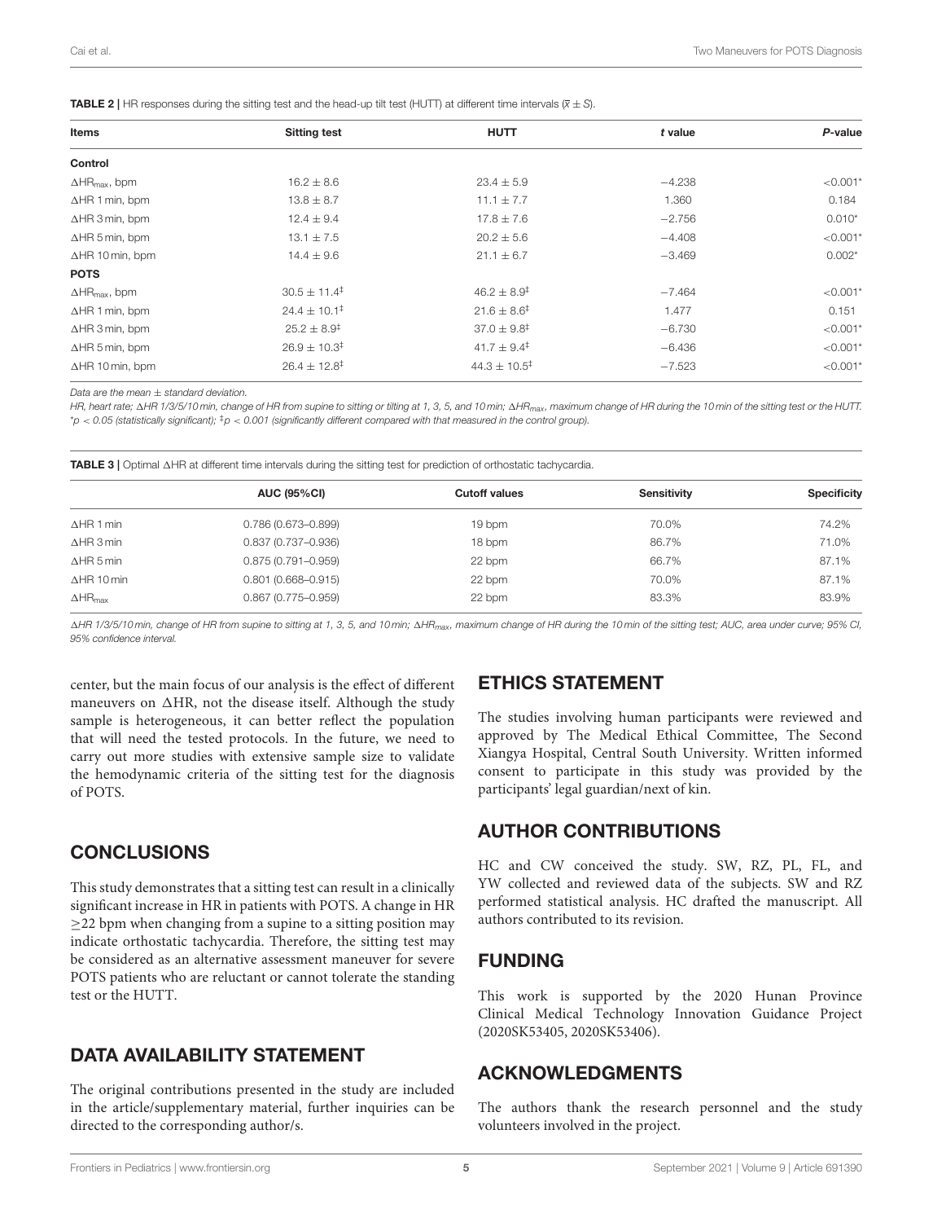**TABLE 2 |** HR responses during the sitting test and the head-up tilt test (HUTT) at different time intervals ($\bar{x} \pm S$).

| Items | Sitting test | HUTT | *t* value | *P*-value |
|---|---|---|---|---|
| **Control** | | | | |
| $\Delta HR_{max}$, bpm | $16.2 \pm 8.6$ | $23.4 \pm 5.9$ | −4.238 | <0.001* |
| ΔHR 1 min, bpm | $13.8 \pm 8.7$ | $11.1 \pm 7.7$ | 1.360 | 0.184 |
| ΔHR 3 min, bpm | $12.4 \pm 9.4$ | $17.8 \pm 7.6$ | −2.756 | 0.010* |
| ΔHR 5 min, bpm | $13.1 \pm 7.5$ | $20.2 \pm 5.6$ | −4.408 | <0.001* |
| ΔHR 10 min, bpm | $14.4 \pm 9.6$ | $21.1 \pm 6.7$ | −3.469 | 0.002* |
| **POTS** | | | | |
| $\Delta HR_{max}$, bpm | $30.5 \pm 11.4^{‡}$ | $46.2 \pm 8.9^{‡}$ | −7.464 | <0.001* |
| ΔHR 1 min, bpm | $24.4 \pm 10.1^{‡}$ | $21.6 \pm 8.6^{‡}$ | 1.477 | 0.151 |
| ΔHR 3 min, bpm | $25.2 \pm 8.9^{‡}$ | $37.0 \pm 9.8^{‡}$ | −6.730 | <0.001* |
| ΔHR 5 min, bpm | $26.9 \pm 10.3^{‡}$ | $41.7 \pm 9.4^{‡}$ | −6.436 | <0.001* |
| ΔHR 10 min, bpm | $26.4 \pm 12.8^{‡}$ | $44.3 \pm 10.5^{‡}$ | −7.523 | <0.001* |

*Data are the mean ± standard deviation.*

*HR, heart rate; ΔHR 1/3/5/10 min, change of HR from supine to sitting or tilting at 1, 3, 5, and 10 min; $\Delta HR_{max}$, maximum change of HR during the 10 min of the sitting test or the HUTT.*
*\*$p < 0.05$ (statistically significant); ‡$p < 0.001$ (significantly different compared with that measured in the control group).*

**TABLE 3 |** Optimal ΔHR at different time intervals during the sitting test for prediction of orthostatic tachycardia.

| | AUC (95%CI) | Cutoff values | Sensitivity | Specificity |
|---|---|---|---|---|
| ΔHR 1 min | 0.786 (0.673–0.899) | 19 bpm | 70.0% | 74.2% |
| ΔHR 3 min | 0.837 (0.737–0.936) | 18 bpm | 86.7% | 71.0% |
| ΔHR 5 min | 0.875 (0.791–0.959) | 22 bpm | 66.7% | 87.1% |
| ΔHR 10 min | 0.801 (0.668–0.915) | 22 bpm | 70.0% | 87.1% |
| $\Delta HR_{max}$ | 0.867 (0.775–0.959) | 22 bpm | 83.3% | 83.9% |

*ΔHR 1/3/5/10 min, change of HR from supine to sitting at 1, 3, 5, and 10 min; $\Delta HR_{max}$, maximum change of HR during the 10 min of the sitting test; AUC, area under curve; 95% CI, 95% confidence interval.*

center, but the main focus of our analysis is the effect of different maneuvers on ΔHR, not the disease itself. Although the study sample is heterogeneous, it can better reflect the population that will need the tested protocols. In the future, we need to carry out more studies with extensive sample size to validate the hemodynamic criteria of the sitting test for the diagnosis of POTS.

## CONCLUSIONS

This study demonstrates that a sitting test can result in a clinically significant increase in HR in patients with POTS. A change in HR ≥22 bpm when changing from a supine to a sitting position may indicate orthostatic tachycardia. Therefore, the sitting test may be considered as an alternative assessment maneuver for severe POTS patients who are reluctant or cannot tolerate the standing test or the HUTT.

## DATA AVAILABILITY STATEMENT

The original contributions presented in the study are included in the article/supplementary material, further inquiries can be directed to the corresponding author/s.

## ETHICS STATEMENT

The studies involving human participants were reviewed and approved by The Medical Ethical Committee, The Second Xiangya Hospital, Central South University. Written informed consent to participate in this study was provided by the participants' legal guardian/next of kin.

## AUTHOR CONTRIBUTIONS

HC and CW conceived the study. SW, RZ, PL, FL, and YW collected and reviewed data of the subjects. SW and RZ performed statistical analysis. HC drafted the manuscript. All authors contributed to its revision.

## FUNDING

This work is supported by the 2020 Hunan Province Clinical Medical Technology Innovation Guidance Project (2020SK53405, 2020SK53406).

## ACKNOWLEDGMENTS

The authors thank the research personnel and the study volunteers involved in the project.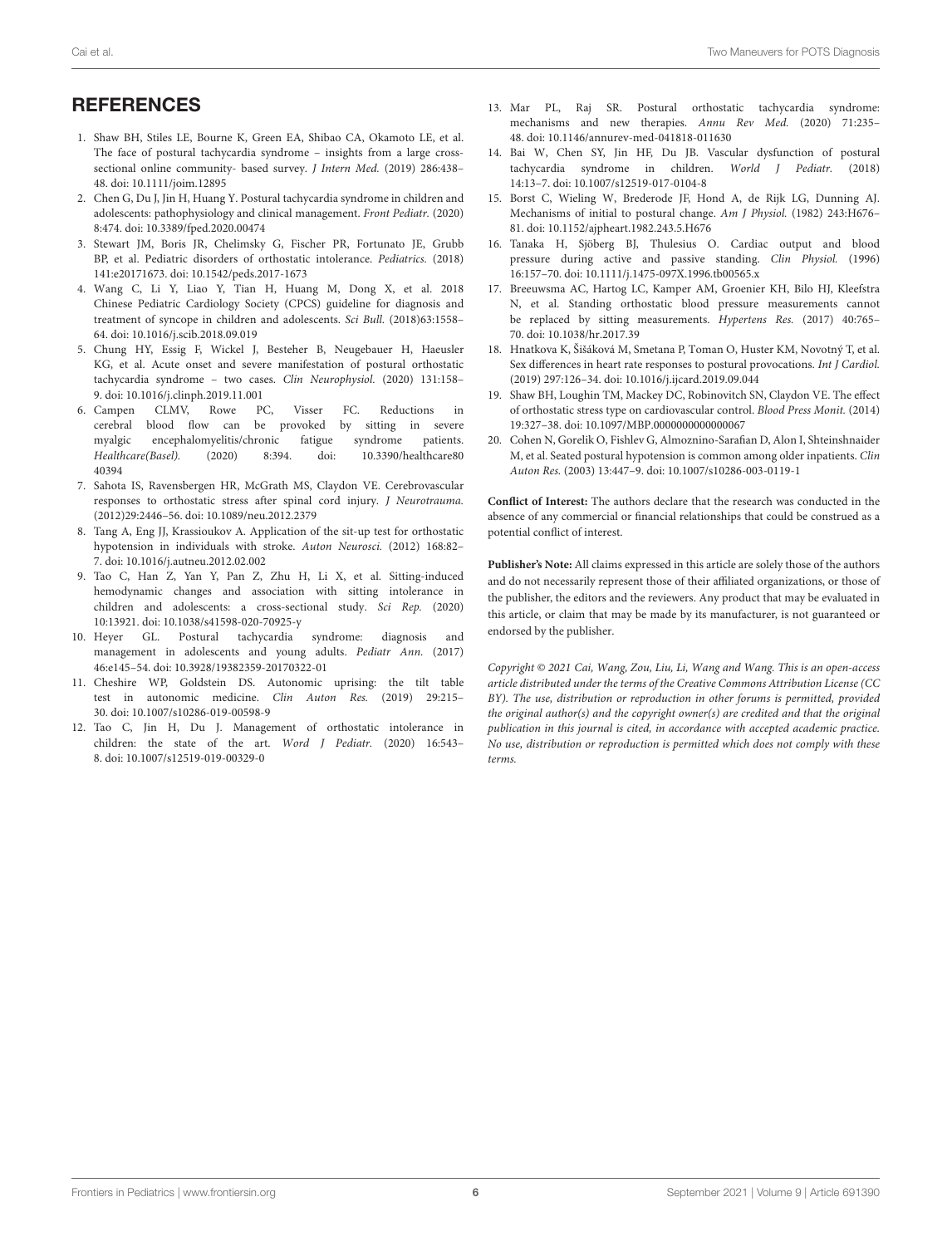## REFERENCES

1. Shaw BH, Stiles LE, Bourne K, Green EA, Shibao CA, Okamoto LE, et al. The face of postural tachycardia syndrome – insights from a large cross-sectional online community- based survey. *J Intern Med.* (2019) 286:438–48. doi: 10.1111/joim.12895
2. Chen G, Du J, Jin H, Huang Y. Postural tachycardia syndrome in children and adolescents: pathophysiology and clinical management. *Front Pediatr.* (2020) 8:474. doi: 10.3389/fped.2020.00474
3. Stewart JM, Boris JR, Chelimsky G, Fischer PR, Fortunato JE, Grubb BP, et al. Pediatric disorders of orthostatic intolerance. *Pediatrics.* (2018) 141:e20171673. doi: 10.1542/peds.2017-1673
4. Wang C, Li Y, Liao Y, Tian H, Huang M, Dong X, et al. 2018 Chinese Pediatric Cardiology Society (CPCS) guideline for diagnosis and treatment of syncope in children and adolescents. *Sci Bull.* (2018)63:1558–64. doi: 10.1016/j.scib.2018.09.019
5. Chung HY, Essig F, Wickel J, Besteher B, Neugebauer H, Haeusler KG, et al. Acute onset and severe manifestation of postural orthostatic tachycardia syndrome – two cases. *Clin Neurophysiol.* (2020) 131:158–9. doi: 10.1016/j.clinph.2019.11.001
6. Campen CLMV, Rowe PC, Visser FC. Reductions in cerebral blood flow can be provoked by sitting in severe myalgic encephalomyelitis/chronic fatigue syndrome patients. *Healthcare(Basel).* (2020) 8:394. doi: 10.3390/healthcare8040394
7. Sahota IS, Ravensbergen HR, McGrath MS, Claydon VE. Cerebrovascular responses to orthostatic stress after spinal cord injury. *J Neurotrauma.* (2012)29:2446–56. doi: 10.1089/neu.2012.2379
8. Tang A, Eng JJ, Krassioukov A. Application of the sit-up test for orthostatic hypotension in individuals with stroke. *Auton Neurosci.* (2012) 168:82–7. doi: 10.1016/j.autneu.2012.02.002
9. Tao C, Han Z, Yan Y, Pan Z, Zhu H, Li X, et al. Sitting-induced hemodynamic changes and association with sitting intolerance in children and adolescents: a cross-sectional study. *Sci Rep.* (2020) 10:13921. doi: 10.1038/s41598-020-70925-y
10. Heyer GL. Postural tachycardia syndrome: diagnosis and management in adolescents and young adults. *Pediatr Ann.* (2017) 46:e145–54. doi: 10.3928/19382359-20170322-01
11. Cheshire WP, Goldstein DS. Autonomic uprising: the tilt table test in autonomic medicine. *Clin Auton Res.* (2019) 29:215–30. doi: 10.1007/s10286-019-00598-9
12. Tao C, Jin H, Du J. Management of orthostatic intolerance in children: the state of the art. *Word J Pediatr.* (2020) 16:543–8. doi: 10.1007/s12519-019-00329-0
13. Mar PL, Raj SR. Postural orthostatic tachycardia syndrome: mechanisms and new therapies. *Annu Rev Med.* (2020) 71:235–48. doi: 10.1146/annurev-med-041818-011630
14. Bai W, Chen SY, Jin HF, Du JB. Vascular dysfunction of postural tachycardia syndrome in children. *World J Pediatr.* (2018) 14:13–7. doi: 10.1007/s12519-017-0104-8
15. Borst C, Wieling W, Brederode JF, Hond A, de Rijk LG, Dunning AJ. Mechanisms of initial to postural change. *Am J Physiol.* (1982) 243:H676–81. doi: 10.1152/ajpheart.1982.243.5.H676
16. Tanaka H, Sjöberg BJ, Thulesius O. Cardiac output and blood pressure during active and passive standing. *Clin Physiol.* (1996) 16:157–70. doi: 10.1111/j.1475-097X.1996.tb00565.x
17. Breeuwsma AC, Hartog LC, Kamper AM, Groenier KH, Bilo HJ, Kleefstra N, et al. Standing orthostatic blood pressure measurements cannot be replaced by sitting measurements. *Hypertens Res.* (2017) 40:765–70. doi: 10.1038/hr.2017.39
18. Hnatkova K, Šišáková M, Smetana P, Toman O, Huster KM, Novotný T, et al. Sex differences in heart rate responses to postural provocations. *Int J Cardiol.* (2019) 297:126–34. doi: 10.1016/j.ijcard.2019.09.044
19. Shaw BH, Loughin TM, Mackey DC, Robinovitch SN, Claydon VE. The effect of orthostatic stress type on cardiovascular control. *Blood Press Monit.* (2014) 19:327–38. doi: 10.1097/MBP.0000000000000067
20. Cohen N, Gorelik O, Fishlev G, Almoznino-Sarafian D, Alon I, Shteinshnaider M, et al. Seated postural hypotension is common among older inpatients. *Clin Auton Res.* (2003) 13:447–9. doi: 10.1007/s10286-003-0119-1

**Conflict of Interest:** The authors declare that the research was conducted in the absence of any commercial or financial relationships that could be construed as a potential conflict of interest.

**Publisher's Note:** All claims expressed in this article are solely those of the authors and do not necessarily represent those of their affiliated organizations, or those of the publisher, the editors and the reviewers. Any product that may be evaluated in this article, or claim that may be made by its manufacturer, is not guaranteed or endorsed by the publisher.

*Copyright © 2021 Cai, Wang, Zou, Liu, Li, Wang and Wang. This is an open-access article distributed under the terms of the Creative Commons Attribution License (CC BY). The use, distribution or reproduction in other forums is permitted, provided the original author(s) and the copyright owner(s) are credited and that the original publication in this journal is cited, in accordance with accepted academic practice. No use, distribution or reproduction is permitted which does not comply with these terms.*